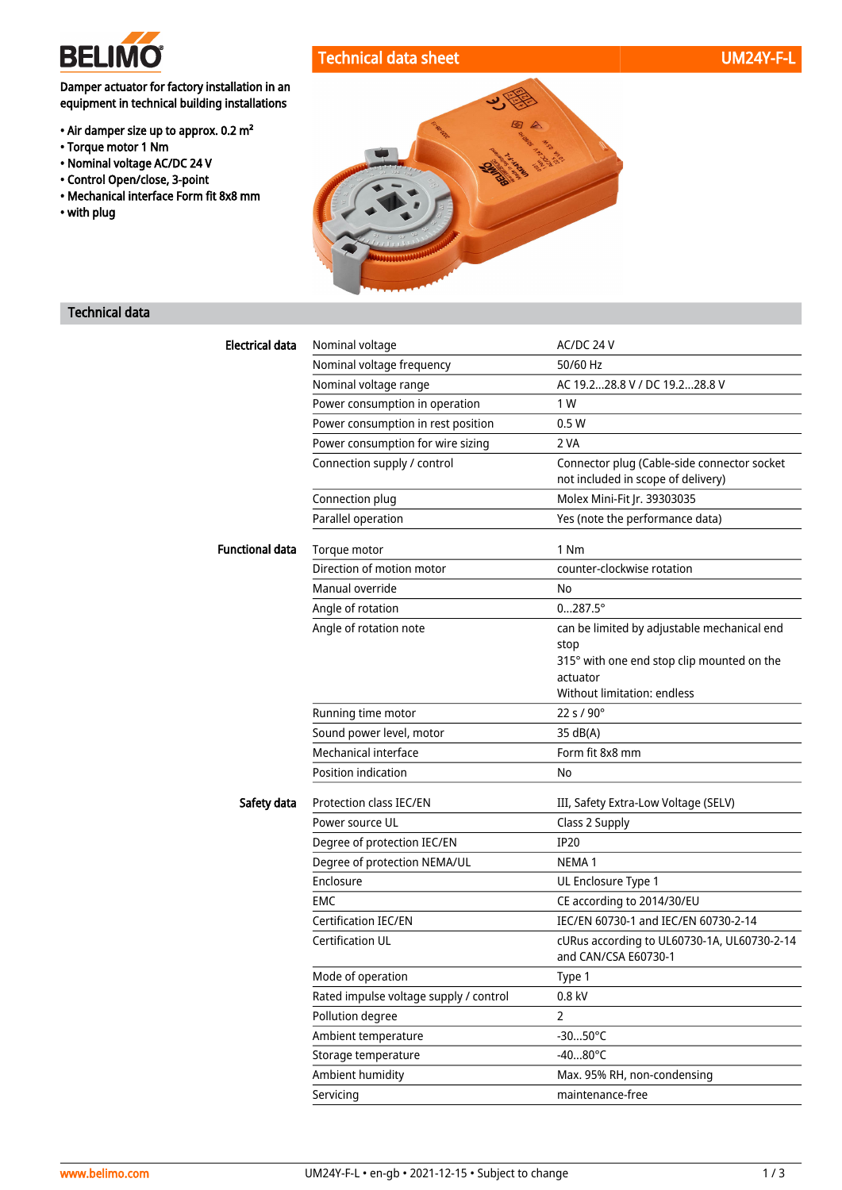BELIMO

# Technical data sheet UM24Y-F-L

Damper actuator for factory installation in an equipment in technical building installations

- Air damper size up to approx. 0.2 m²
- Torque motor 1 Nm
- Nominal voltage AC/DC 24 V
- Control Open/close, 3-point
- Mechanical interface Form fit 8x8 mm
- with plug

## Technical data

| | | |
|---|---|---|
| **Electrical data** | Nominal voltage | AC/DC 24 V |
| | Nominal voltage frequency | 50/60 Hz |
| | Nominal voltage range | AC 19.2...28.8 V / DC 19.2...28.8 V |
| | Power consumption in operation | 1 W |
| | Power consumption in rest position | 0.5 W |
| | Power consumption for wire sizing | 2 VA |
| | Connection supply / control | Connector plug (Cable-side connector socket not included in scope of delivery) |
| | Connection plug | Molex Mini-Fit Jr. 39303035 |
| | Parallel operation | Yes (note the performance data) |
| **Functional data** | Torque motor | 1 Nm |
| | Direction of motion motor | counter-clockwise rotation |
| | Manual override | No |
| | Angle of rotation | 0...287.5° |
| | Angle of rotation note | can be limited by adjustable mechanical end stop<br>315° with one end stop clip mounted on the actuator<br>Without limitation: endless |
| | Running time motor | 22 s / 90° |
| | Sound power level, motor | 35 dB(A) |
| | Mechanical interface | Form fit 8x8 mm |
| | Position indication | No |
| **Safety data** | Protection class IEC/EN | III, Safety Extra-Low Voltage (SELV) |
| | Power source UL | Class 2 Supply |
| | Degree of protection IEC/EN | IP20 |
| | Degree of protection NEMA/UL | NEMA 1 |
| | Enclosure | UL Enclosure Type 1 |
| | EMC | CE according to 2014/30/EU |
| | Certification IEC/EN | IEC/EN 60730-1 and IEC/EN 60730-2-14 |
| | Certification UL | cURus according to UL60730-1A, UL60730-2-14 and CAN/CSA E60730-1 |
| | Mode of operation | Type 1 |
| | Rated impulse voltage supply / control | 0.8 kV |
| | Pollution degree | 2 |
| | Ambient temperature | -30...50°C |
| | Storage temperature | -40...80°C |
| | Ambient humidity | Max. 95% RH, non-condensing |
| | Servicing | maintenance-free |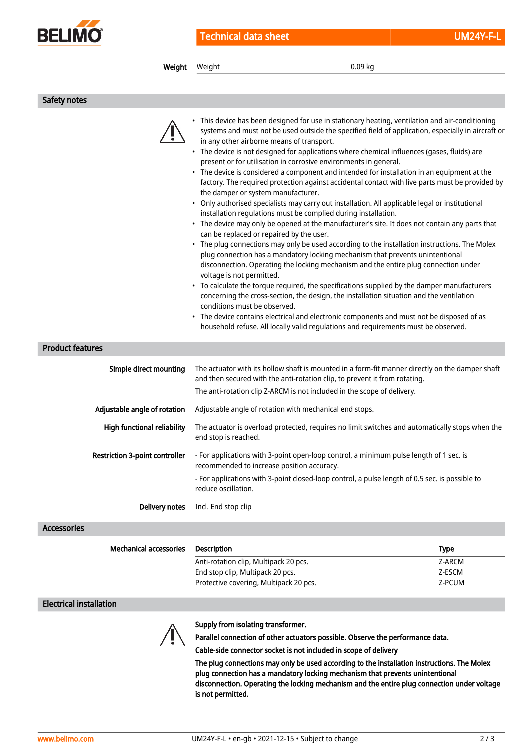| Weight | Weight | 0.09 kg |
|---|---|---|

## Safety notes

⚠

- This device has been designed for use in stationary heating, ventilation and air-conditioning systems and must not be used outside the specified field of application, especially in aircraft or in any other airborne means of transport.
- The device is not designed for applications where chemical influences (gases, fluids) are present or for utilisation in corrosive environments in general.
- The device is considered a component and intended for installation in an equipment at the factory. The required protection against accidental contact with live parts must be provided by the damper or system manufacturer.
- Only authorised specialists may carry out installation. All applicable legal or institutional installation regulations must be complied during installation.
- The device may only be opened at the manufacturer's site. It does not contain any parts that can be replaced or repaired by the user.
- The plug connections may only be used according to the installation instructions. The Molex plug connection has a mandatory locking mechanism that prevents unintentional disconnection. Operating the locking mechanism and the entire plug connection under voltage is not permitted.
- To calculate the torque required, the specifications supplied by the damper manufacturers concerning the cross-section, the design, the installation situation and the ventilation conditions must be observed.
- The device contains electrical and electronic components and must not be disposed of as household refuse. All locally valid regulations and requirements must be observed.

## Product features

**Simple direct mounting**

The actuator with its hollow shaft is mounted in a form-fit manner directly on the damper shaft and then secured with the anti-rotation clip, to prevent it from rotating.

The anti-rotation clip Z-ARCM is not included in the scope of delivery.

**Adjustable angle of rotation**

Adjustable angle of rotation with mechanical end stops.

**High functional reliability**

The actuator is overload protected, requires no limit switches and automatically stops when the end stop is reached.

**Restriction 3-point controller**

- For applications with 3-point open-loop control, a minimum pulse length of 1 sec. is recommended to increase position accuracy.

- For applications with 3-point closed-loop control, a pulse length of 0.5 sec. is possible to reduce oscillation.

**Delivery notes**

Incl. End stop clip

## Accessories

**Mechanical accessories**

| Description | Type |
|---|---|
| Anti-rotation clip, Multipack 20 pcs. | Z-ARCM |
| End stop clip, Multipack 20 pcs. | Z-ESCM |
| Protective covering, Multipack 20 pcs. | Z-PCUM |

## Electrical installation

⚠

**Supply from isolating transformer.**

**Parallel connection of other actuators possible. Observe the performance data.**

**Cable-side connector socket is not included in scope of delivery**

**The plug connections may only be used according to the installation instructions. The Molex plug connection has a mandatory locking mechanism that prevents unintentional disconnection. Operating the locking mechanism and the entire plug connection under voltage is not permitted.**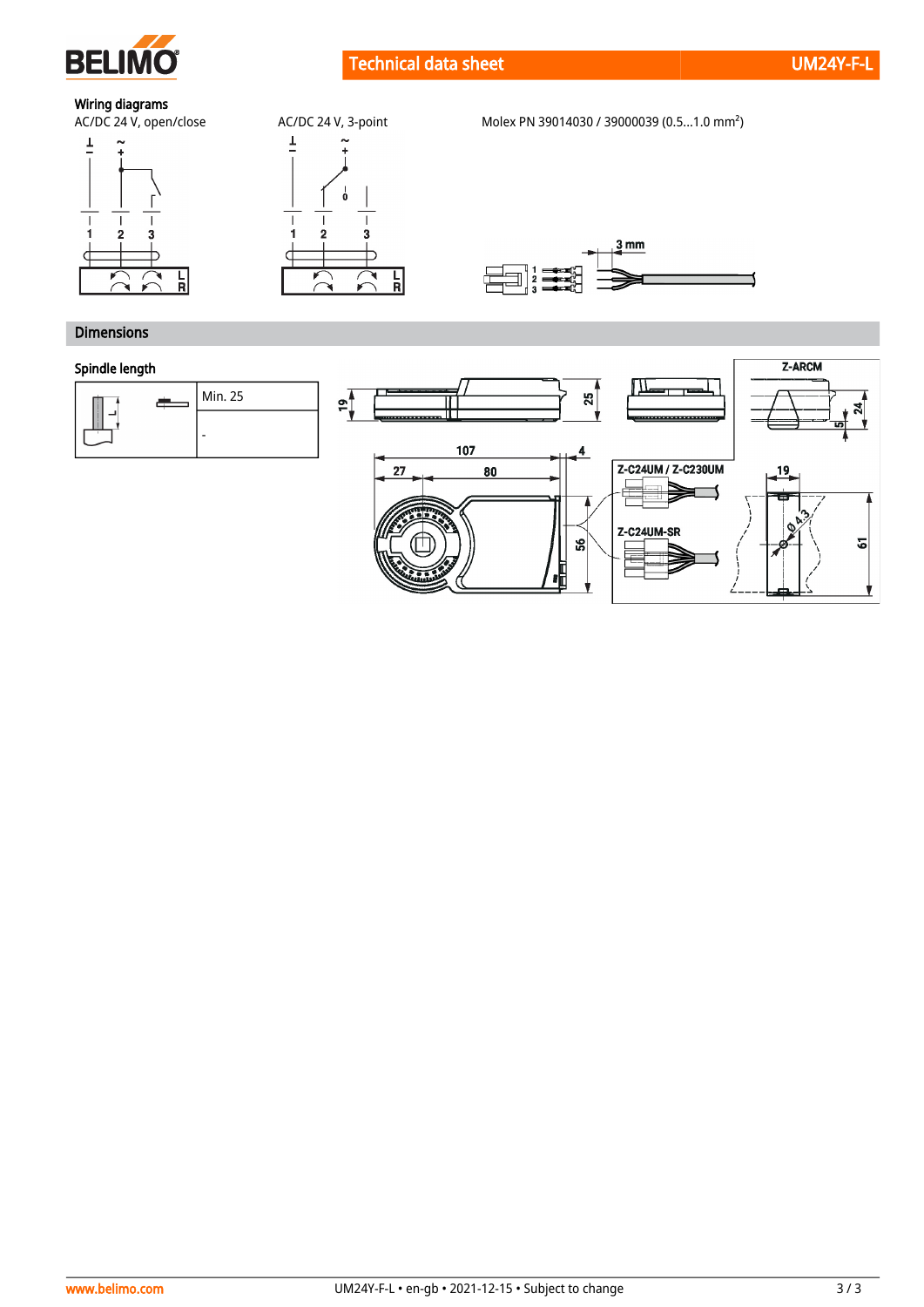## Wiring diagrams

AC/DC 24 V, open/close

⊥ ~ +
1 2 3
L R

AC/DC 24 V, 3-point

⊥ ~ +
0
1 2 3
L R

Molex PN 39014030 / 39000039 (0.5...1.0 mm²)

3 mm
1
2
3

## Dimensions

### Spindle length

| | |
|---|---|
| L | Min. 25 |
| | - |

19
25
107
4
27
80
56

Z-ARCM
24
5

Z-C24UM / Z-C230UM

Z-C24UM-SR

19
Ø 4.3
61